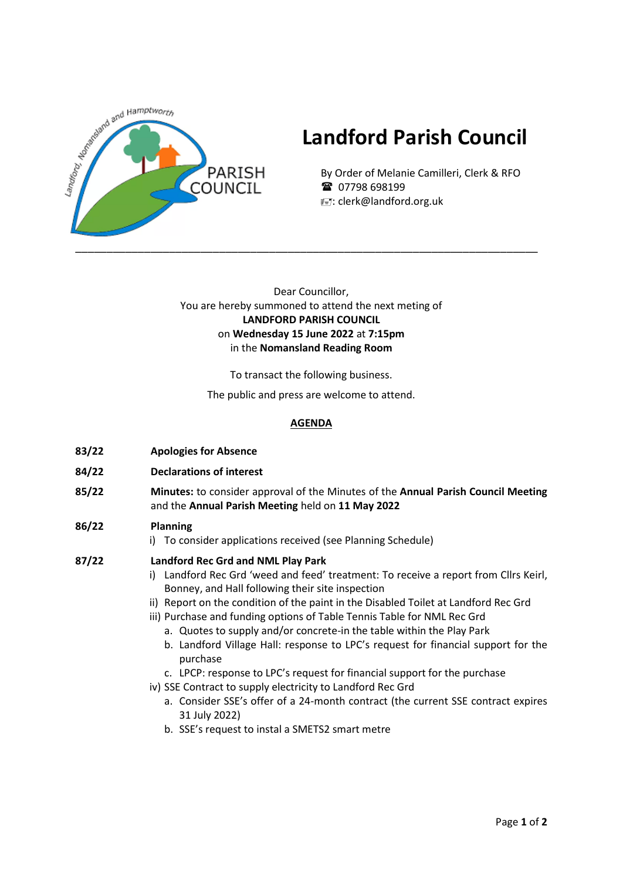# Landford Parish Council

By Order of Melanie Camilleri, Clerk & RFO
☎ 07798 698199
: clerk@landford.org.uk

---

Dear Councillor,
You are hereby summoned to attend the next meting of
**LANDFORD PARISH COUNCIL**
on **Wednesday 15 June 2022** at **7:15pm**
in the **Nomansland Reading Room**

To transact the following business.

The public and press are welcome to attend.

## AGENDA

**83/22** **Apologies for Absence**

**84/22** **Declarations of interest**

**85/22** **Minutes:** to consider approval of the Minutes of the **Annual Parish Council Meeting** and the **Annual Parish Meeting** held on **11 May 2022**

**86/22** **Planning**

i) To consider applications received (see Planning Schedule)

**87/22** **Landford Rec Grd and NML Play Park**

i) Landford Rec Grd 'weed and feed' treatment: To receive a report from Cllrs Keirl, Bonney, and Hall following their site inspection
ii) Report on the condition of the paint in the Disabled Toilet at Landford Rec Grd
iii) Purchase and funding options of Table Tennis Table for NML Rec Grd
   a. Quotes to supply and/or concrete-in the table within the Play Park
   b. Landford Village Hall: response to LPC's request for financial support for the purchase
   c. LPCP: response to LPC's request for financial support for the purchase
iv) SSE Contract to supply electricity to Landford Rec Grd
   a. Consider SSE's offer of a 24-month contract (the current SSE contract expires 31 July 2022)
   b. SSE's request to instal a SMETS2 smart metre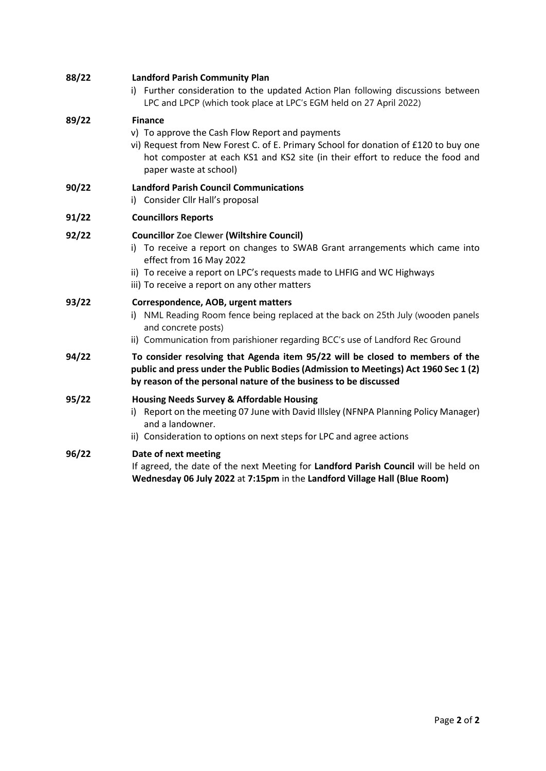**88/22** **Landford Parish Community Plan**

i) Further consideration to the updated Action Plan following discussions between LPC and LPCP (which took place at LPC's EGM held on 27 April 2022)

**89/22** **Finance**

v) To approve the Cash Flow Report and payments

vi) Request from New Forest C. of E. Primary School for donation of £120 to buy one hot composter at each KS1 and KS2 site (in their effort to reduce the food and paper waste at school)

**90/22** **Landford Parish Council Communications**

i) Consider Cllr Hall's proposal

**91/22** **Councillors Reports**

**92/22** **Councillor Zoe Clewer (Wiltshire Council)**

i) To receive a report on changes to SWAB Grant arrangements which came into effect from 16 May 2022

ii) To receive a report on LPC's requests made to LHFIG and WC Highways

iii) To receive a report on any other matters

**93/22** **Correspondence, AOB, urgent matters**

i) NML Reading Room fence being replaced at the back on 25th July (wooden panels and concrete posts)

ii) Communication from parishioner regarding BCC's use of Landford Rec Ground

**94/22** **To consider resolving that Agenda item 95/22 will be closed to members of the public and press under the Public Bodies (Admission to Meetings) Act 1960 Sec 1 (2) by reason of the personal nature of the business to be discussed**

**95/22** **Housing Needs Survey & Affordable Housing**

i) Report on the meeting 07 June with David Illsley (NFNPA Planning Policy Manager) and a landowner.

ii) Consideration to options on next steps for LPC and agree actions

**96/22** **Date of next meeting**

If agreed, the date of the next Meeting for **Landford Parish Council** will be held on **Wednesday 06 July 2022** at **7:15pm** in the **Landford Village Hall (Blue Room)**